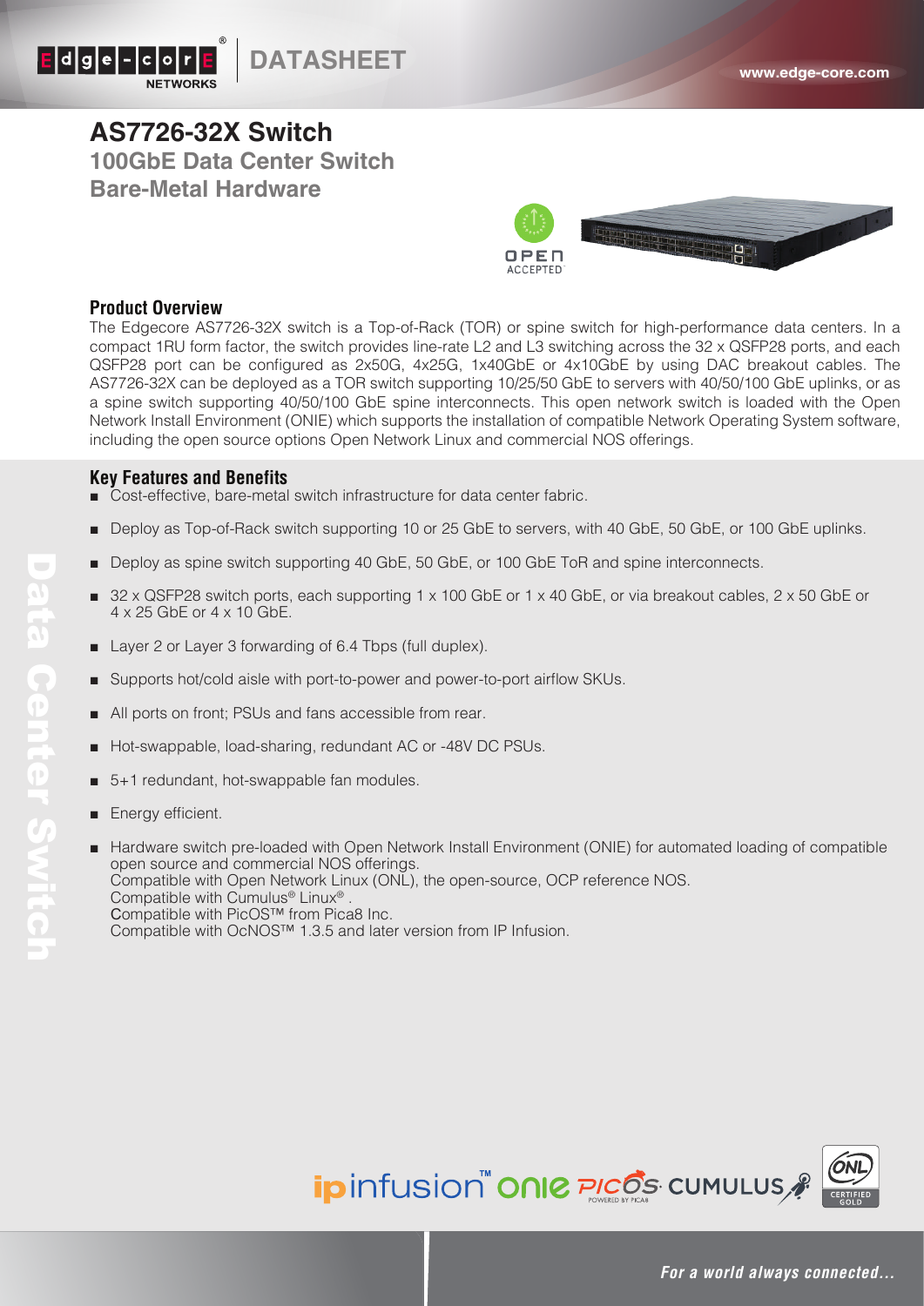# AS7726-32X Switch

## 100GbE Data Center Switch
## Bare-Metal Hardware

### Product Overview

The Edgecore AS7726-32X switch is a Top-of-Rack (TOR) or spine switch for high-performance data centers. In a compact 1RU form factor, the switch provides line-rate L2 and L3 switching across the 32 x QSFP28 ports, and each QSFP28 port can be configured as 2x50G, 4x25G, 1x40GbE or 4x10GbE by using DAC breakout cables. The AS7726-32X can be deployed as a TOR switch supporting 10/25/50 GbE to servers with 40/50/100 GbE uplinks, or as a spine switch supporting 40/50/100 GbE spine interconnects. This open network switch is loaded with the Open Network Install Environment (ONIE) which supports the installation of compatible Network Operating System software, including the open source options Open Network Linux and commercial NOS offerings.

### Key Features and Benefits

- Cost-effective, bare-metal switch infrastructure for data center fabric.
- Deploy as Top-of-Rack switch supporting 10 or 25 GbE to servers, with 40 GbE, 50 GbE, or 100 GbE uplinks.
- Deploy as spine switch supporting 40 GbE, 50 GbE, or 100 GbE ToR and spine interconnects.
- 32 x QSFP28 switch ports, each supporting 1 x 100 GbE or 1 x 40 GbE, or via breakout cables, 2 x 50 GbE or 4 x 25 GbE or 4 x 10 GbE.
- Layer 2 or Layer 3 forwarding of 6.4 Tbps (full duplex).
- Supports hot/cold aisle with port-to-power and power-to-port airflow SKUs.
- All ports on front; PSUs and fans accessible from rear.
- Hot-swappable, load-sharing, redundant AC or -48V DC PSUs.
- 5+1 redundant, hot-swappable fan modules.
- Energy efficient.
- Hardware switch pre-loaded with Open Network Install Environment (ONIE) for automated loading of compatible open source and commercial NOS offerings.
  Compatible with Open Network Linux (ONL), the open-source, OCP reference NOS.
  Compatible with Cumulus® Linux® .
  Compatible with PicOS™ from Pica8 Inc.
  Compatible with OcNOS™ 1.3.5 and later version from IP Infusion.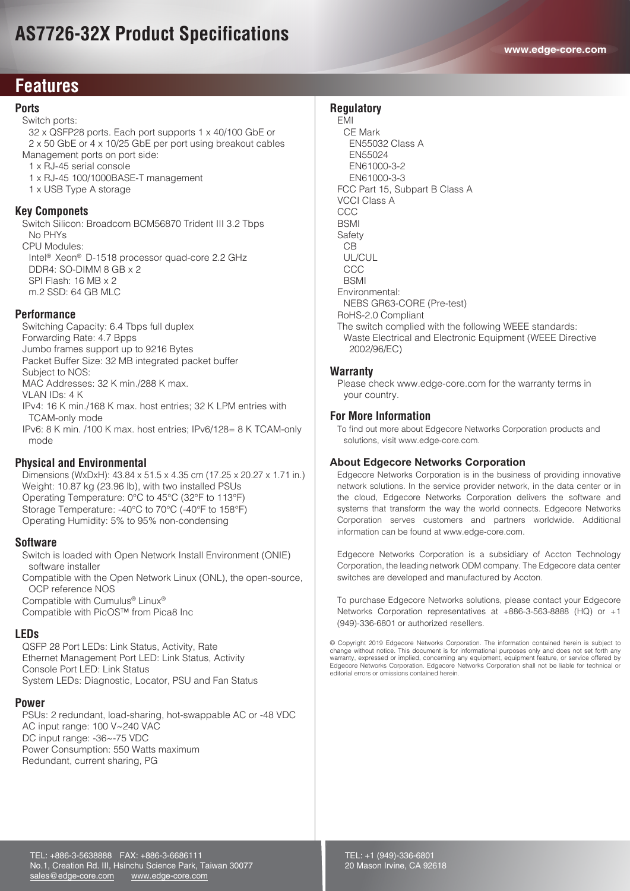# AS7726-32X Product Specifications

## Features

### Ports

- Switch ports:
  - 32 x QSFP28 ports. Each port supports 1 x 40/100 GbE or 2 x 50 GbE or 4 x 10/25 GbE per port using breakout cables
- Management ports on port side:
  - 1 x RJ-45 serial console
  - 1 x RJ-45 100/1000BASE-T management
  - 1 x USB Type A storage

### Key Componets

- Switch Silicon: Broadcom BCM56870 Trident III 3.2 Tbps
  - No PHYs
- CPU Modules:
  - Intel® Xeon® D-1518 processor quad-core 2.2 GHz
  - DDR4: SO-DIMM 8 GB x 2
  - SPI Flash: 16 MB x 2
  - m.2 SSD: 64 GB MLC

### Performance

- Switching Capacity: 6.4 Tbps full duplex
- Forwarding Rate: 4.7 Bpps
- Jumbo frames support up to 9216 Bytes
- Packet Buffer Size: 32 MB integrated packet buffer
- Subject to NOS:
- MAC Addresses: 32 K min./288 K max.
- VLAN IDs: 4 K
- IPv4: 16 K min./168 K max. host entries; 32 K LPM entries with TCAM-only mode
- IPv6: 8 K min. /100 K max. host entries; IPv6/128= 8 K TCAM-only mode

### Physical and Environmental

- Dimensions (WxDxH): 43.84 x 51.5 x 4.35 cm (17.25 x 20.27 x 1.71 in.)
- Weight: 10.87 kg (23.96 lb), with two installed PSUs
- Operating Temperature: 0°C to 45°C (32°F to 113°F)
- Storage Temperature: -40°C to 70°C (-40°F to 158°F)
- Operating Humidity: 5% to 95% non-condensing

### Software

- Switch is loaded with Open Network Install Environment (ONIE) software installer
- Compatible with the Open Network Linux (ONL), the open-source, OCP reference NOS
- Compatible with Cumulus® Linux®
- Compatible with PicOS™ from Pica8 Inc

### LEDs

- QSFP 28 Port LEDs: Link Status, Activity, Rate
- Ethernet Management Port LED: Link Status, Activity
- Console Port LED: Link Status
- System LEDs: Diagnostic, Locator, PSU and Fan Status

### Power

- PSUs: 2 redundant, load-sharing, hot-swappable AC or -48 VDC
- AC input range: 100 V~240 VAC
- DC input range: -36~-75 VDC
- Power Consumption: 550 Watts maximum
- Redundant, current sharing, PG

### Regulatory

- EMI
  - CE Mark
    - EN55032 Class A
    - EN55024
    - EN61000-3-2
    - EN61000-3-3
  - FCC Part 15, Subpart B Class A
  - VCCI Class A
  - CCC
  - BSMI
- Safety
  - CB
  - UL/CUL
  - CCC
  - BSMI
- Environmental:
  - NEBS GR63-CORE (Pre-test)
- RoHS-2.0 Compliant
- The switch complied with the following WEEE standards:
  - Waste Electrical and Electronic Equipment (WEEE Directive 2002/96/EC)

### Warranty

Please check www.edge-core.com for the warranty terms in your country.

### For More Information

To find out more about Edgecore Networks Corporation products and solutions, visit www.edge-core.com.

### About Edgecore Networks Corporation

Edgecore Networks Corporation is in the business of providing innovative network solutions. In the service provider network, in the data center or in the cloud, Edgecore Networks Corporation delivers the software and systems that transform the way the world connects. Edgecore Networks Corporation serves customers and partners worldwide. Additional information can be found at www.edge-core.com.

Edgecore Networks Corporation is a subsidiary of Accton Technology Corporation, the leading network ODM company. The Edgecore data center switches are developed and manufactured by Accton.

To purchase Edgecore Networks solutions, please contact your Edgecore Networks Corporation representatives at +886-3-563-8888 (HQ) or +1 (949)-336-6801 or authorized resellers.

© Copyright 2019 Edgecore Networks Corporation. The information contained herein is subject to change without notice. This document is for informational purposes only and does not set forth any warranty, expressed or implied, concerning any equipment, equipment feature, or service offered by Edgecore Networks Corporation. Edgecore Networks Corporation shall not be liable for technical or editorial errors or omissions contained herein.

TEL: +886-3-5638888 FAX: +886-3-6686111
No.1, Creation Rd. III, Hsinchu Science Park, Taiwan 30077
sales@edge-core.com www.edge-core.com

TEL: +1 (949)-336-6801
20 Mason Irvine, CA 92618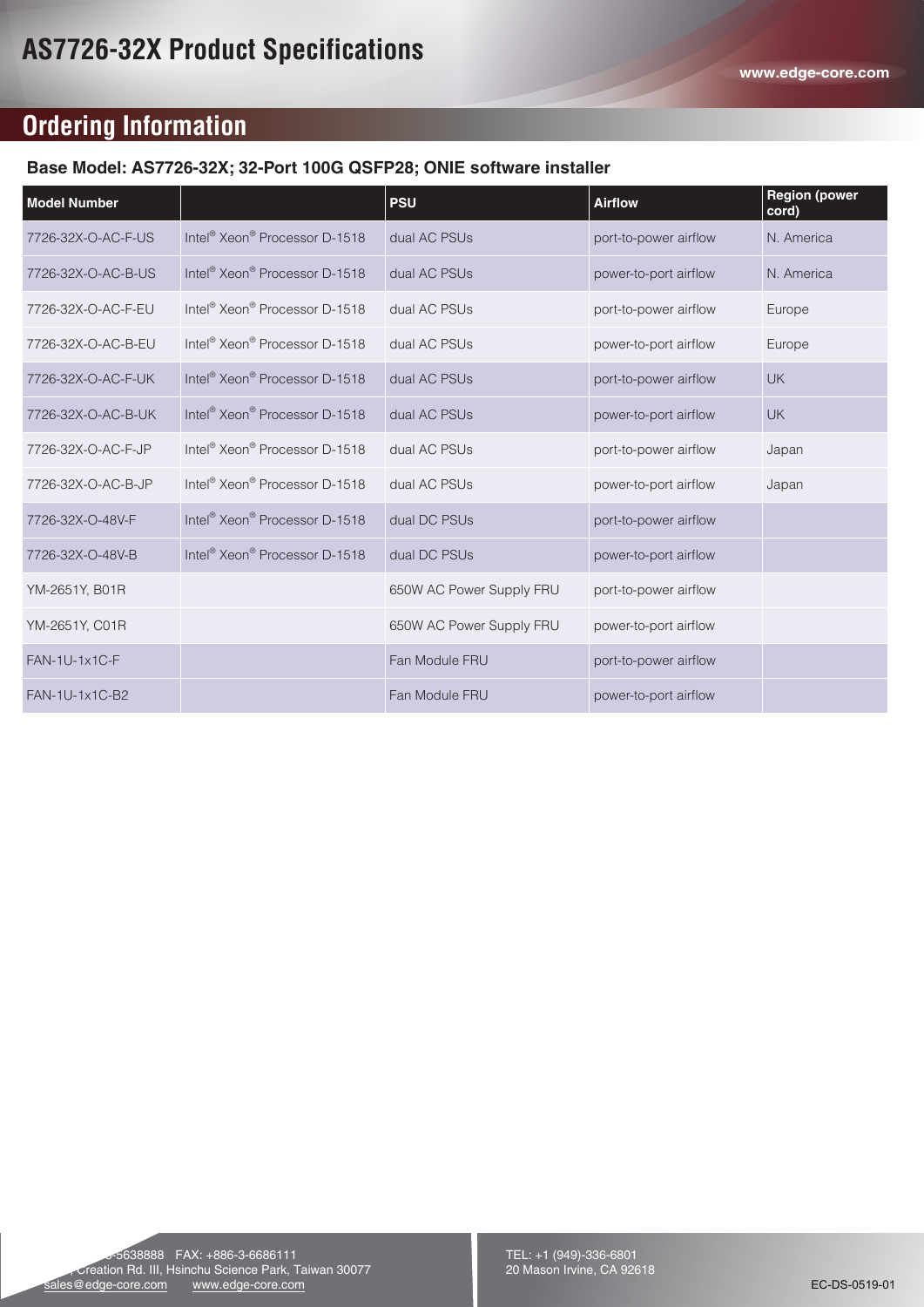# AS7726-32X Product Specifications

## Ordering Information

**Base Model: AS7726-32X; 32-Port 100G QSFP28; ONIE software installer**

| Model Number | | PSU | Airflow | Region (power cord) |
| --- | --- | --- | --- | --- |
| 7726-32X-O-AC-F-US | Intel® Xeon® Processor D-1518 | dual AC PSUs | port-to-power airflow | N. America |
| 7726-32X-O-AC-B-US | Intel® Xeon® Processor D-1518 | dual AC PSUs | power-to-port airflow | N. America |
| 7726-32X-O-AC-F-EU | Intel® Xeon® Processor D-1518 | dual AC PSUs | port-to-power airflow | Europe |
| 7726-32X-O-AC-B-EU | Intel® Xeon® Processor D-1518 | dual AC PSUs | power-to-port airflow | Europe |
| 7726-32X-O-AC-F-UK | Intel® Xeon® Processor D-1518 | dual AC PSUs | port-to-power airflow | UK |
| 7726-32X-O-AC-B-UK | Intel® Xeon® Processor D-1518 | dual AC PSUs | power-to-port airflow | UK |
| 7726-32X-O-AC-F-JP | Intel® Xeon® Processor D-1518 | dual AC PSUs | port-to-power airflow | Japan |
| 7726-32X-O-AC-B-JP | Intel® Xeon® Processor D-1518 | dual AC PSUs | power-to-port airflow | Japan |
| 7726-32X-O-48V-F | Intel® Xeon® Processor D-1518 | dual DC PSUs | port-to-power airflow | |
| 7726-32X-O-48V-B | Intel® Xeon® Processor D-1518 | dual DC PSUs | power-to-port airflow | |
| YM-2651Y, B01R | | 650W AC Power Supply FRU | port-to-power airflow | |
| YM-2651Y, C01R | | 650W AC Power Supply FRU | power-to-port airflow | |
| FAN-1U-1x1C-F | | Fan Module FRU | port-to-power airflow | |
| FAN-1U-1x1C-B2 | | Fan Module FRU | power-to-port airflow | |

-5638888 FAX: +886-3-6686111
Creation Rd. III, Hsinchu Science Park, Taiwan 30077
sales@edge-core.com www.edge-core.com

TEL: +1 (949)-336-6801
20 Mason Irvine, CA 92618

EC-DS-0519-01